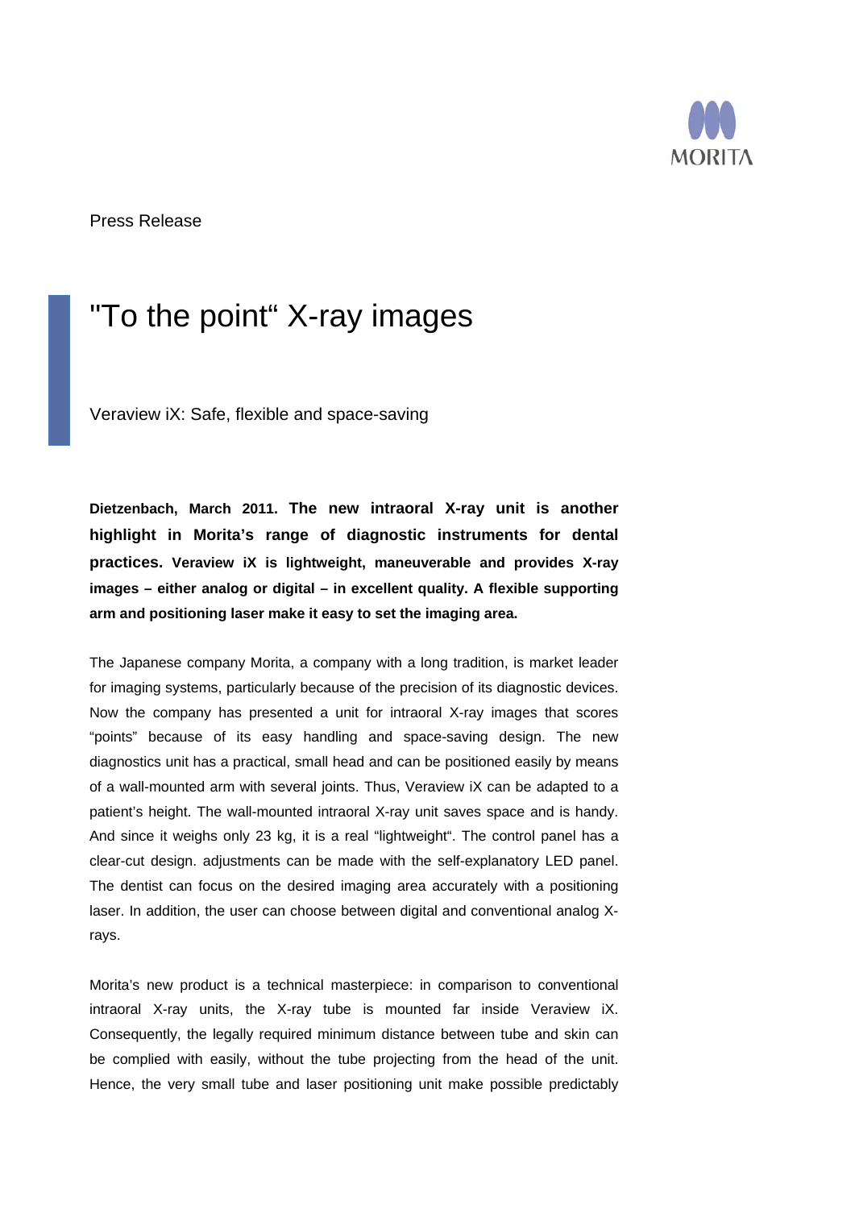Press Release

# "To the point" X-ray images

Veraview iX: Safe, flexible and space-saving

**Dietzenbach, March 2011. The new intraoral X-ray unit is another highlight in Morita's range of diagnostic instruments for dental practices. Veraview iX is lightweight, maneuverable and provides X-ray images – either analog or digital – in excellent quality. A flexible supporting arm and positioning laser make it easy to set the imaging area.**

The Japanese company Morita, a company with a long tradition, is market leader for imaging systems, particularly because of the precision of its diagnostic devices. Now the company has presented a unit for intraoral X-ray images that scores "points" because of its easy handling and space-saving design. The new diagnostics unit has a practical, small head and can be positioned easily by means of a wall-mounted arm with several joints. Thus, Veraview iX can be adapted to a patient's height. The wall-mounted intraoral X-ray unit saves space and is handy. And since it weighs only 23 kg, it is a real "lightweight". The control panel has a clear-cut design. adjustments can be made with the self-explanatory LED panel. The dentist can focus on the desired imaging area accurately with a positioning laser. In addition, the user can choose between digital and conventional analog X-rays.

Morita's new product is a technical masterpiece: in comparison to conventional intraoral X-ray units, the X-ray tube is mounted far inside Veraview iX. Consequently, the legally required minimum distance between tube and skin can be complied with easily, without the tube projecting from the head of the unit. Hence, the very small tube and laser positioning unit make possible predictably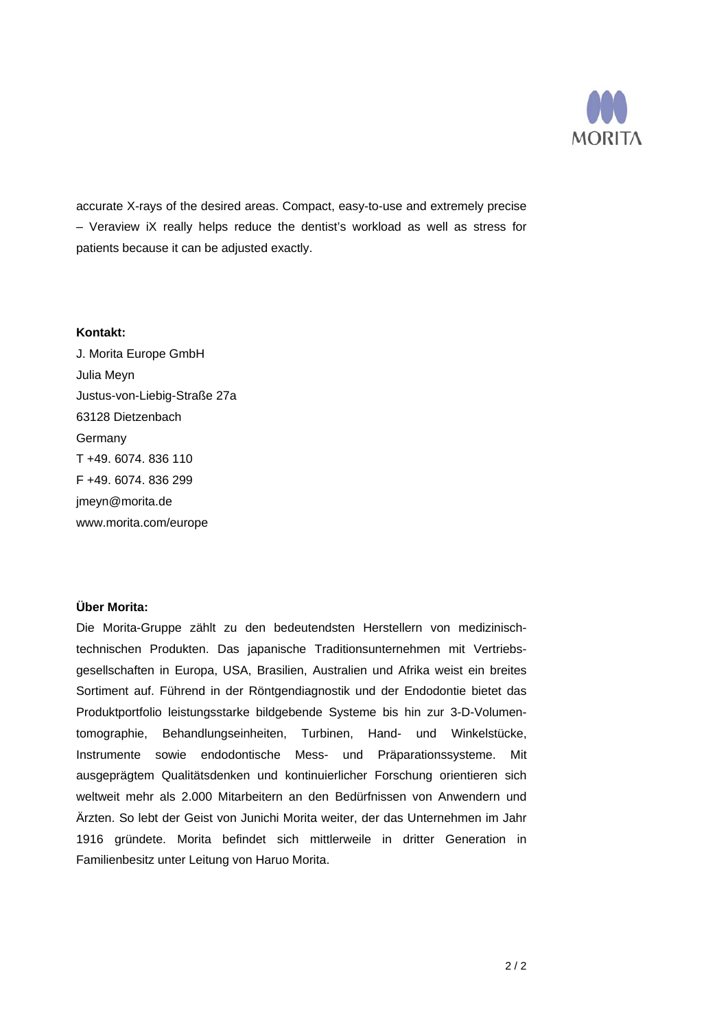accurate X-rays of the desired areas. Compact, easy-to-use and extremely precise – Veraview iX really helps reduce the dentist's workload as well as stress for patients because it can be adjusted exactly.

**Kontakt:**

J. Morita Europe GmbH
Julia Meyn
Justus-von-Liebig-Straße 27a
63128 Dietzenbach
Germany
T +49. 6074. 836 110
F +49. 6074. 836 299
jmeyn@morita.de
www.morita.com/europe

**Über Morita:**

Die Morita-Gruppe zählt zu den bedeutendsten Herstellern von medizinisch-technischen Produkten. Das japanische Traditionsunternehmen mit Vertriebsgesellschaften in Europa, USA, Brasilien, Australien und Afrika weist ein breites Sortiment auf. Führend in der Röntgendiagnostik und der Endodontie bietet das Produktportfolio leistungsstarke bildgebende Systeme bis hin zur 3-D-Volumentomographie, Behandlungseinheiten, Turbinen, Hand- und Winkelstücke, Instrumente sowie endodontische Mess- und Präparationssysteme. Mit ausgeprägtem Qualitätsdenken und kontinuierlicher Forschung orientieren sich weltweit mehr als 2.000 Mitarbeitern an den Bedürfnissen von Anwendern und Ärzten. So lebt der Geist von Junichi Morita weiter, der das Unternehmen im Jahr 1916 gründete. Morita befindet sich mittlerweile in dritter Generation in Familienbesitz unter Leitung von Haruo Morita.